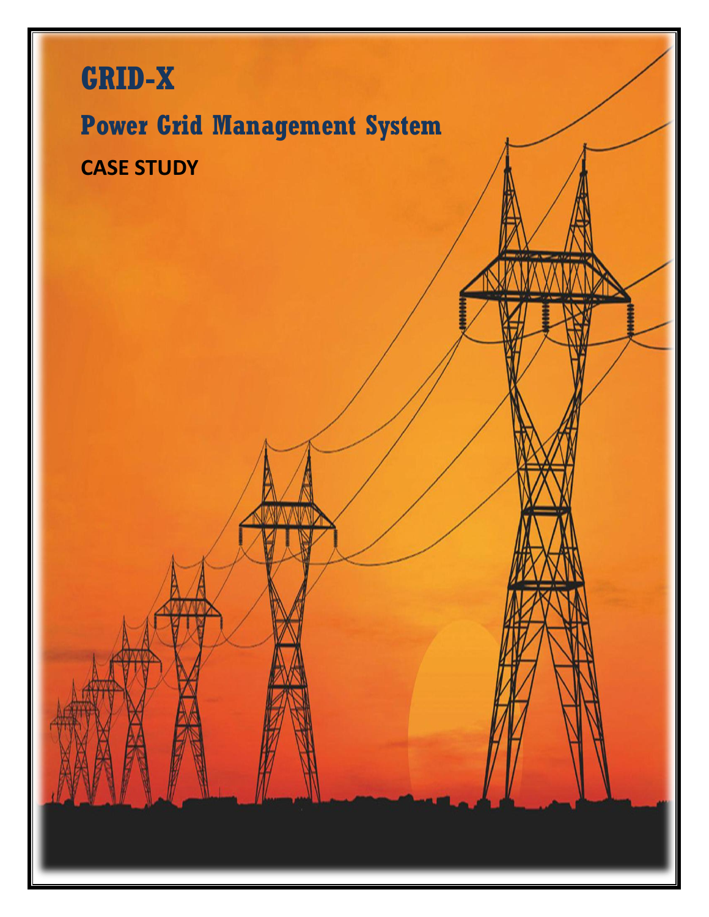# GRID-X

## Power Grid Management System

**CASE STUDY**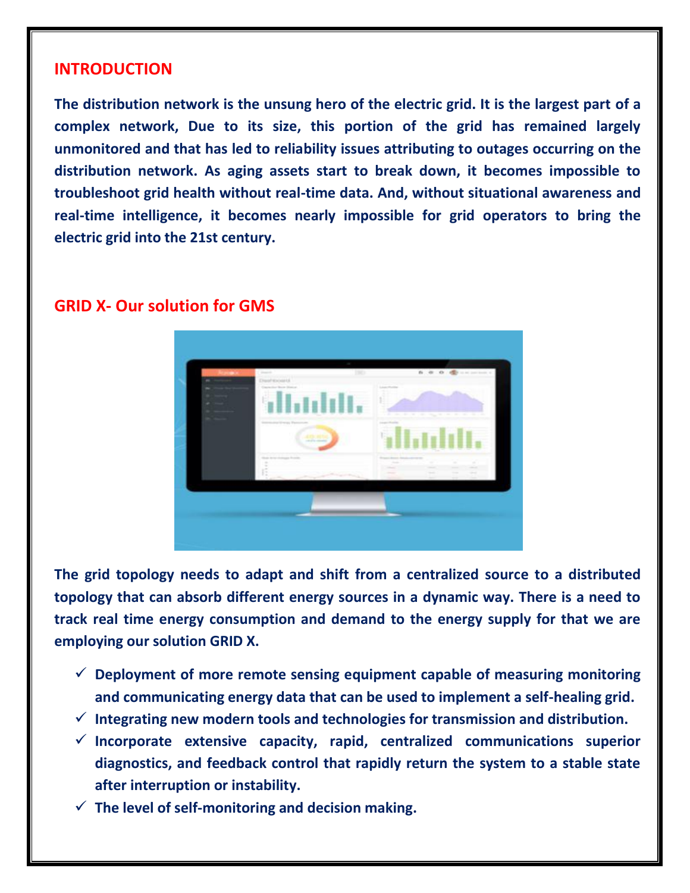## INTRODUCTION

**The distribution network is the unsung hero of the electric grid. It is the largest part of a complex network, Due to its size, this portion of the grid has remained largely unmonitored and that has led to reliability issues attributing to outages occurring on the distribution network. As aging assets start to break down, it becomes impossible to troubleshoot grid health without real-time data. And, without situational awareness and real-time intelligence, it becomes nearly impossible for grid operators to bring the electric grid into the 21st century.**

## GRID X- Our solution for GMS

**The grid topology needs to adapt and shift from a centralized source to a distributed topology that can absorb different energy sources in a dynamic way. There is a need to track real time energy consumption and demand to the energy supply for that we are employing our solution GRID X.**

- ✓ **Deployment of more remote sensing equipment capable of measuring monitoring and communicating energy data that can be used to implement a self-healing grid.**
- ✓ **Integrating new modern tools and technologies for transmission and distribution.**
- ✓ **Incorporate extensive capacity, rapid, centralized communications superior diagnostics, and feedback control that rapidly return the system to a stable state after interruption or instability.**
- ✓ **The level of self-monitoring and decision making.**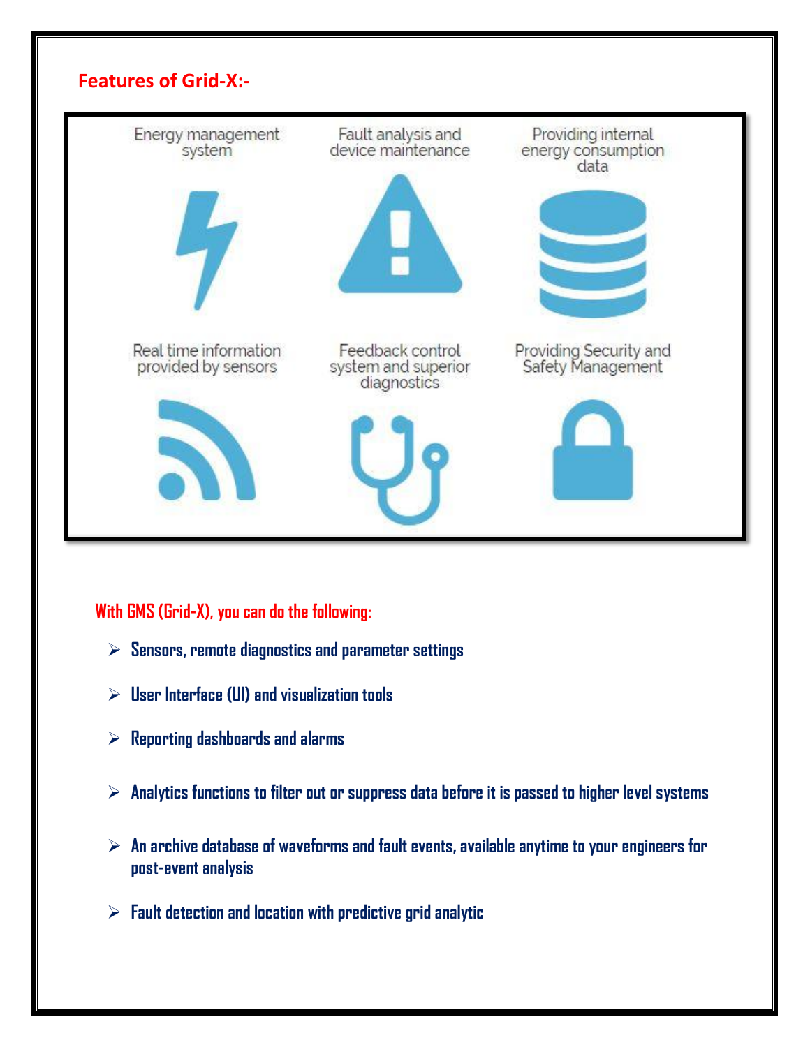## Features of Grid-X:-

Energy management system

Fault analysis and device maintenance

Providing internal energy consumption data

Real time information provided by sensors

Feedback control system and superior diagnostics

Providing Security and Safety Management

### With GMS (Grid-X), you can do the following:

- Sensors, remote diagnostics and parameter settings
- User Interface (UI) and visualization tools
- Reporting dashboards and alarms
- Analytics functions to filter out or suppress data before it is passed to higher level systems
- An archive database of waveforms and fault events, available anytime to your engineers for post-event analysis
- Fault detection and location with predictive grid analytic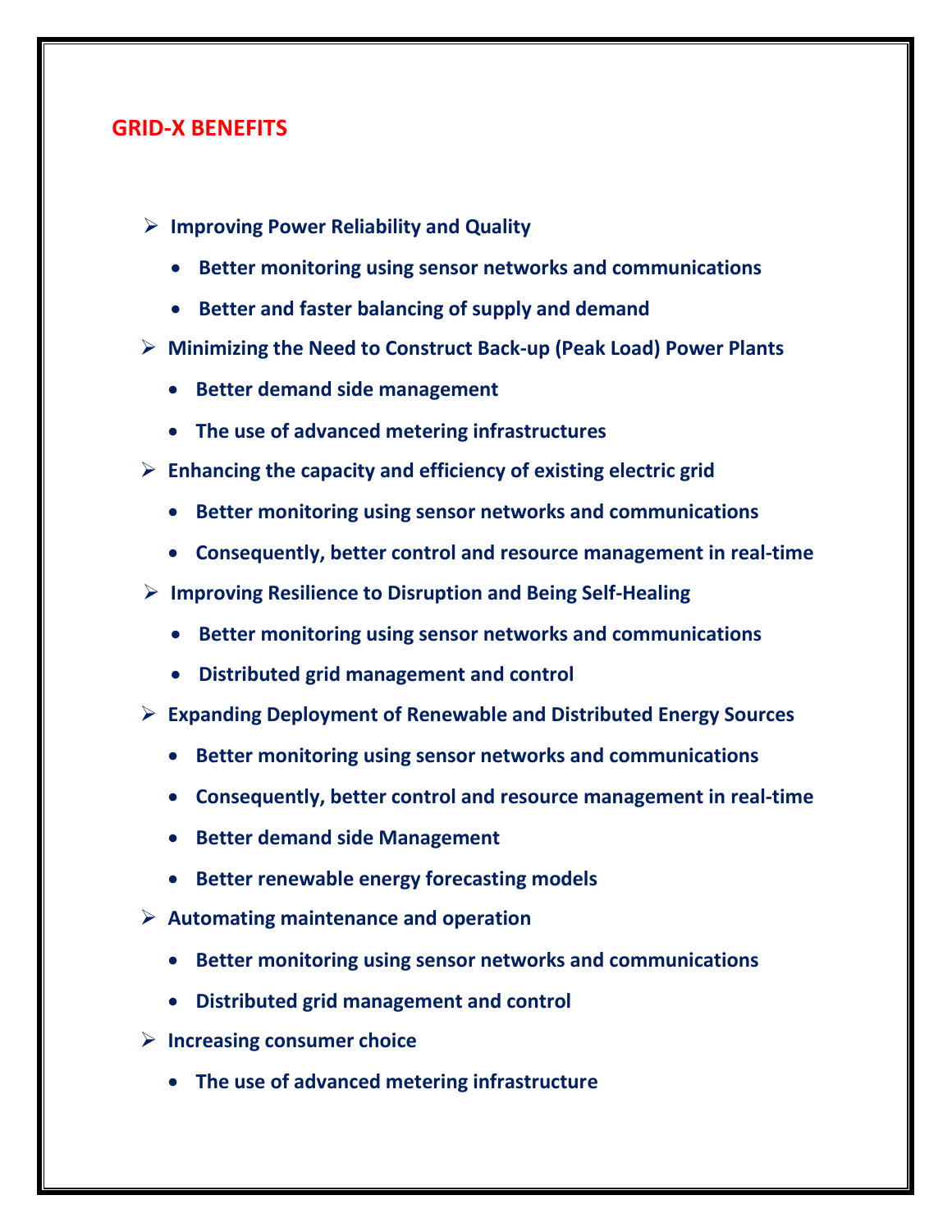## GRID-X BENEFITS

- **Improving Power Reliability and Quality**
  - **Better monitoring using sensor networks and communications**
  - **Better and faster balancing of supply and demand**
- **Minimizing the Need to Construct Back-up (Peak Load) Power Plants**
  - **Better demand side management**
  - **The use of advanced metering infrastructures**
- **Enhancing the capacity and efficiency of existing electric grid**
  - **Better monitoring using sensor networks and communications**
  - **Consequently, better control and resource management in real-time**
- **Improving Resilience to Disruption and Being Self-Healing**
  - **Better monitoring using sensor networks and communications**
  - **Distributed grid management and control**
- **Expanding Deployment of Renewable and Distributed Energy Sources**
  - **Better monitoring using sensor networks and communications**
  - **Consequently, better control and resource management in real-time**
  - **Better demand side Management**
  - **Better renewable energy forecasting models**
- **Automating maintenance and operation**
  - **Better monitoring using sensor networks and communications**
  - **Distributed grid management and control**
- **Increasing consumer choice**
  - **The use of advanced metering infrastructure**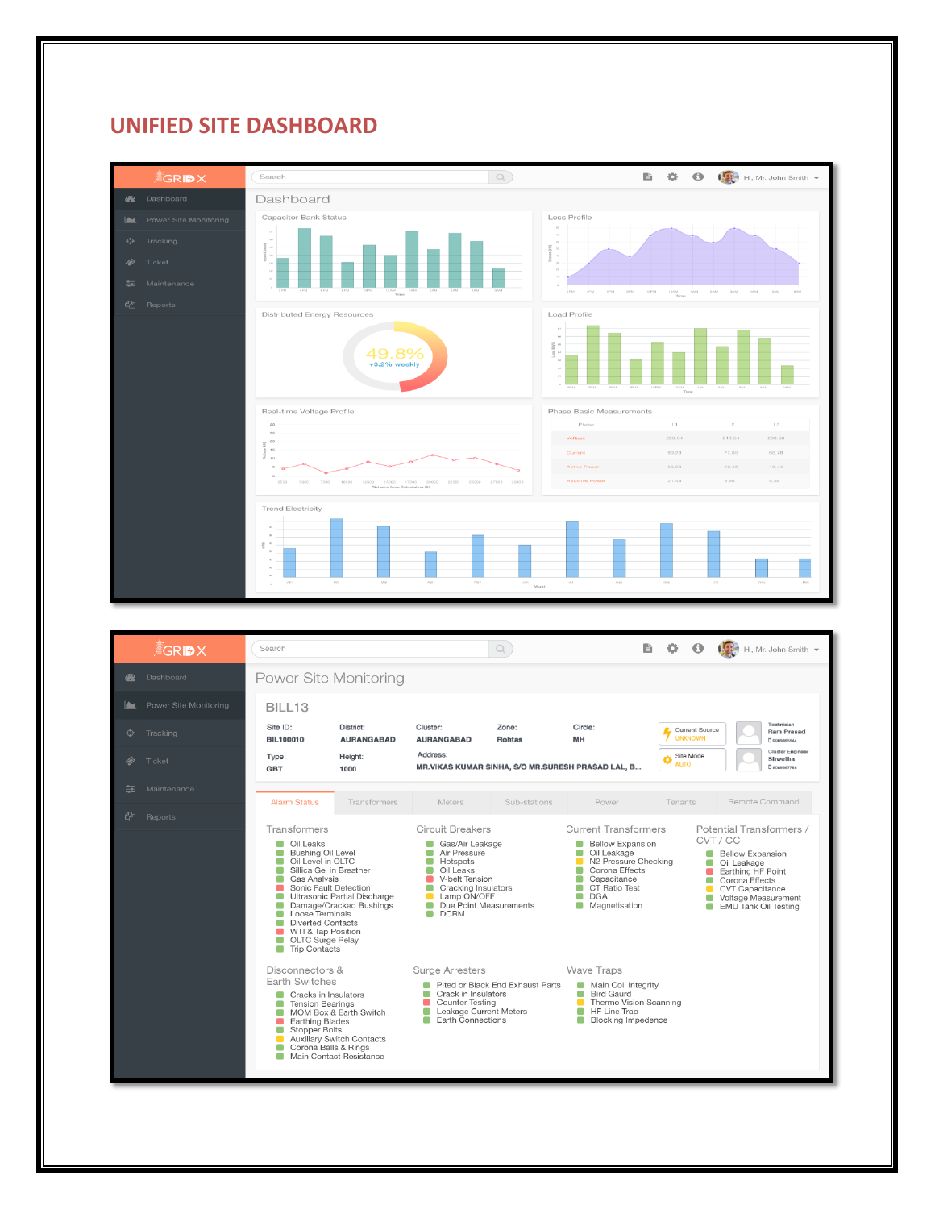## UNIFIED SITE DASHBOARD

GRIDX

- Dashboard
- Power Site Monitoring
- Tracking
- Ticket
- Maintenance
- Reports

Search

Hi, Mr. John Smith

Dashboard

Capacitor Bank Status

Loss Profile

Distributed Energy Resources

49.8%
+3.2% weekly

Load Profile

Real-time Voltage Profile

Phase Basic Measurements

| Phase | L1 | L2 | L3 |
|---|---|---|---|
| Voltage | 229.34 | 210.54 | 230.98 |
| Current | 90.23 | 77.65 | 66.78 |
| Active Power | 56.23 | 29.45 | 13.44 |
| Reactive Power | 21.43 | 8.98 | 9.39 |

Trend Electricity

GRIDX

- Dashboard
- Power Site Monitoring
- Tracking
- Ticket
- Maintenance
- Reports

Search

Hi, Mr. John Smith

Power Site Monitoring

BILL13

| Site ID: | District: | Cluster: | Zone: | Circle: |
|---|---|---|---|---|
| BIL100010 | AURANGABAD | AURANGABAD | Rohtas | MH |

| Type: | Height: | Address: |
|---|---|---|
| GBT | 1000 | MR.VIKAS KUMAR SINHA, S/O MR.SURESH PRASAD LAL, B... |

Current Source: UNKNOWN

Site Mode: AUTO

Technician: Ram Prasad

Cluster Engineer: Shwetha

Alarm Status | Transformers | Meters | Sub-stations | Power | Tenants | Remote Command

**Transformers**
- Oil Leaks
- Bushing Oil Level
- Oil Level in OLTC
- Sillica Gel in Breather
- Gas Analysis
- Sonic Fault Detection
- Ultrasonic Partial Discharge
- Damage/Cracked Bushings
- Loose Terminals
- Diverted Contacts
- WTI & Tap Position
- OLTC Surge Relay
- Trip Contacts

**Circuit Breakers**
- Gas/Air Leakage
- Air Pressure
- Hotspots
- Oil Leaks
- V-belt Tension
- Cracking Insulators
- Lamp ON/OFF
- Due Point Measurements
- DCRM

**Current Transformers**
- Bellow Expansion
- Oil Leakage
- N2 Pressure Checking
- Corona Effects
- Capacitance
- CT Ratio Test
- DGA
- Magnetisation

**Potential Transformers / CVT / CC**
- Bellow Expansion
- Oil Leakage
- Earthing HF Point
- Corona Effects
- CVT Capacitance
- Voltage Measurement
- EMU Tank Oil Testing

**Disconnectors & Earth Switches**
- Cracks in Insulators
- Tension Bearings
- MOM Box & Earth Switch
- Earthing Blades
- Stopper Bolts
- Auxillary Switch Contacts
- Corona Balls & Rings
- Main Contact Resistance

**Surge Arresters**
- Pited or Black End Exhaust Parts
- Crack in Insulators
- Counter Testing
- Leakage Current Meters
- Earth Connections

**Wave Traps**
- Main Coil Integrity
- Bird Gaurd
- Thermo Vision Scanning
- HF Line Trap
- Blocking Impedence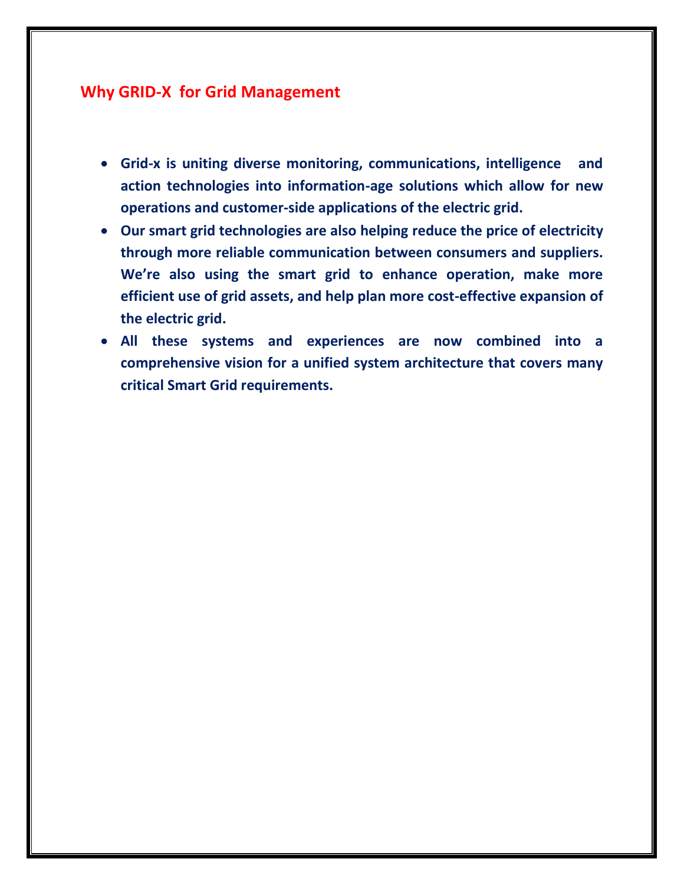## Why GRID-X for Grid Management

- **Grid-x is uniting diverse monitoring, communications, intelligence and action technologies into information-age solutions which allow for new operations and customer-side applications of the electric grid.**
- **Our smart grid technologies are also helping reduce the price of electricity through more reliable communication between consumers and suppliers. We're also using the smart grid to enhance operation, make more efficient use of grid assets, and help plan more cost-effective expansion of the electric grid.**
- **All these systems and experiences are now combined into a comprehensive vision for a unified system architecture that covers many critical Smart Grid requirements.**